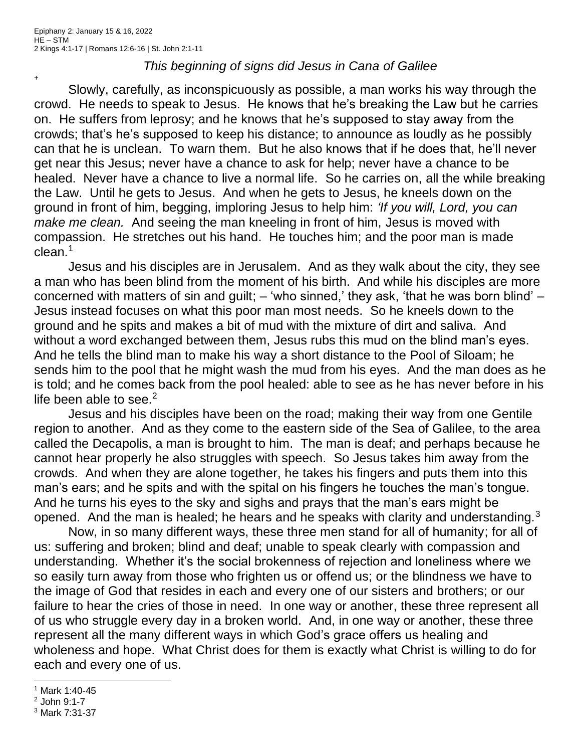Epiphany 2: January 15 & 16, 2022
HE – STM
2 Kings 4:1-17 | Romans 12:6-16 | St. John 2:1-11

*This beginning of signs did Jesus in Cana of Galilee*

+

Slowly, carefully, as inconspicuously as possible, a man works his way through the crowd. He needs to speak to Jesus. He knows that he's breaking the Law but he carries on. He suffers from leprosy; and he knows that he's supposed to stay away from the crowds; that's he's supposed to keep his distance; to announce as loudly as he possibly can that he is unclean. To warn them. But he also knows that if he does that, he'll never get near this Jesus; never have a chance to ask for help; never have a chance to be healed. Never have a chance to live a normal life. So he carries on, all the while breaking the Law. Until he gets to Jesus. And when he gets to Jesus, he kneels down on the ground in front of him, begging, imploring Jesus to help him: *'If you will, Lord, you can make me clean.* And seeing the man kneeling in front of him, Jesus is moved with compassion. He stretches out his hand. He touches him; and the poor man is made clean.[1]

Jesus and his disciples are in Jerusalem. And as they walk about the city, they see a man who has been blind from the moment of his birth. And while his disciples are more concerned with matters of sin and guilt; – 'who sinned,' they ask, 'that he was born blind' – Jesus instead focuses on what this poor man most needs. So he kneels down to the ground and he spits and makes a bit of mud with the mixture of dirt and saliva. And without a word exchanged between them, Jesus rubs this mud on the blind man's eyes. And he tells the blind man to make his way a short distance to the Pool of Siloam; he sends him to the pool that he might wash the mud from his eyes. And the man does as he is told; and he comes back from the pool healed: able to see as he has never before in his life been able to see.[2]

Jesus and his disciples have been on the road; making their way from one Gentile region to another. And as they come to the eastern side of the Sea of Galilee, to the area called the Decapolis, a man is brought to him. The man is deaf; and perhaps because he cannot hear properly he also struggles with speech. So Jesus takes him away from the crowds. And when they are alone together, he takes his fingers and puts them into this man's ears; and he spits and with the spital on his fingers he touches the man's tongue. And he turns his eyes to the sky and sighs and prays that the man's ears might be opened. And the man is healed; he hears and he speaks with clarity and understanding.[3]

Now, in so many different ways, these three men stand for all of humanity; for all of us: suffering and broken; blind and deaf; unable to speak clearly with compassion and understanding. Whether it's the social brokenness of rejection and loneliness where we so easily turn away from those who frighten us or offend us; or the blindness we have to the image of God that resides in each and every one of our sisters and brothers; or our failure to hear the cries of those in need. In one way or another, these three represent all of us who struggle every day in a broken world. And, in one way or another, these three represent all the many different ways in which God's grace offers us healing and wholeness and hope. What Christ does for them is exactly what Christ is willing to do for each and every one of us.

---

[1] Mark 1:40-45
[2] John 9:1-7
[3] Mark 7:31-37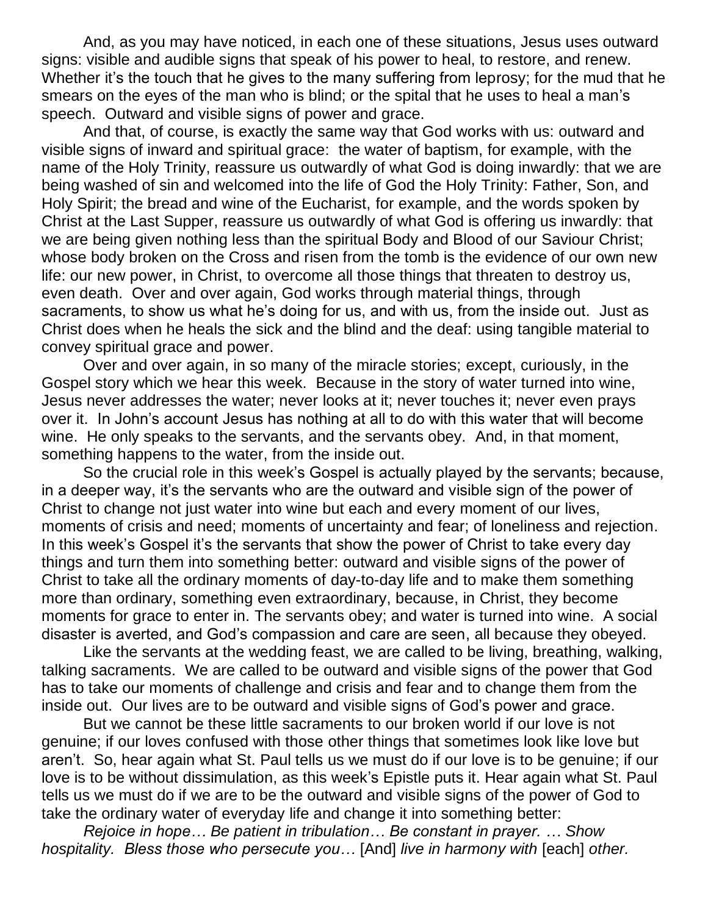And, as you may have noticed, in each one of these situations, Jesus uses outward signs: visible and audible signs that speak of his power to heal, to restore, and renew. Whether it's the touch that he gives to the many suffering from leprosy; for the mud that he smears on the eyes of the man who is blind; or the spital that he uses to heal a man's speech. Outward and visible signs of power and grace.

And that, of course, is exactly the same way that God works with us: outward and visible signs of inward and spiritual grace: the water of baptism, for example, with the name of the Holy Trinity, reassure us outwardly of what God is doing inwardly: that we are being washed of sin and welcomed into the life of God the Holy Trinity: Father, Son, and Holy Spirit; the bread and wine of the Eucharist, for example, and the words spoken by Christ at the Last Supper, reassure us outwardly of what God is offering us inwardly: that we are being given nothing less than the spiritual Body and Blood of our Saviour Christ; whose body broken on the Cross and risen from the tomb is the evidence of our own new life: our new power, in Christ, to overcome all those things that threaten to destroy us, even death. Over and over again, God works through material things, through sacraments, to show us what he's doing for us, and with us, from the inside out. Just as Christ does when he heals the sick and the blind and the deaf: using tangible material to convey spiritual grace and power.

Over and over again, in so many of the miracle stories; except, curiously, in the Gospel story which we hear this week. Because in the story of water turned into wine, Jesus never addresses the water; never looks at it; never touches it; never even prays over it. In John's account Jesus has nothing at all to do with this water that will become wine. He only speaks to the servants, and the servants obey. And, in that moment, something happens to the water, from the inside out.

So the crucial role in this week's Gospel is actually played by the servants; because, in a deeper way, it's the servants who are the outward and visible sign of the power of Christ to change not just water into wine but each and every moment of our lives, moments of crisis and need; moments of uncertainty and fear; of loneliness and rejection. In this week's Gospel it's the servants that show the power of Christ to take every day things and turn them into something better: outward and visible signs of the power of Christ to take all the ordinary moments of day-to-day life and to make them something more than ordinary, something even extraordinary, because, in Christ, they become moments for grace to enter in. The servants obey; and water is turned into wine. A social disaster is averted, and God's compassion and care are seen, all because they obeyed.

Like the servants at the wedding feast, we are called to be living, breathing, walking, talking sacraments. We are called to be outward and visible signs of the power that God has to take our moments of challenge and crisis and fear and to change them from the inside out. Our lives are to be outward and visible signs of God's power and grace.

But we cannot be these little sacraments to our broken world if our love is not genuine; if our loves confused with those other things that sometimes look like love but aren't. So, hear again what St. Paul tells us we must do if our love is to be genuine; if our love is to be without dissimulation, as this week's Epistle puts it. Hear again what St. Paul tells us we must do if we are to be the outward and visible signs of the power of God to take the ordinary water of everyday life and change it into something better:

*Rejoice in hope… Be patient in tribulation… Be constant in prayer. … Show hospitality. Bless those who persecute you…* [And] *live in harmony with* [each] *other.*